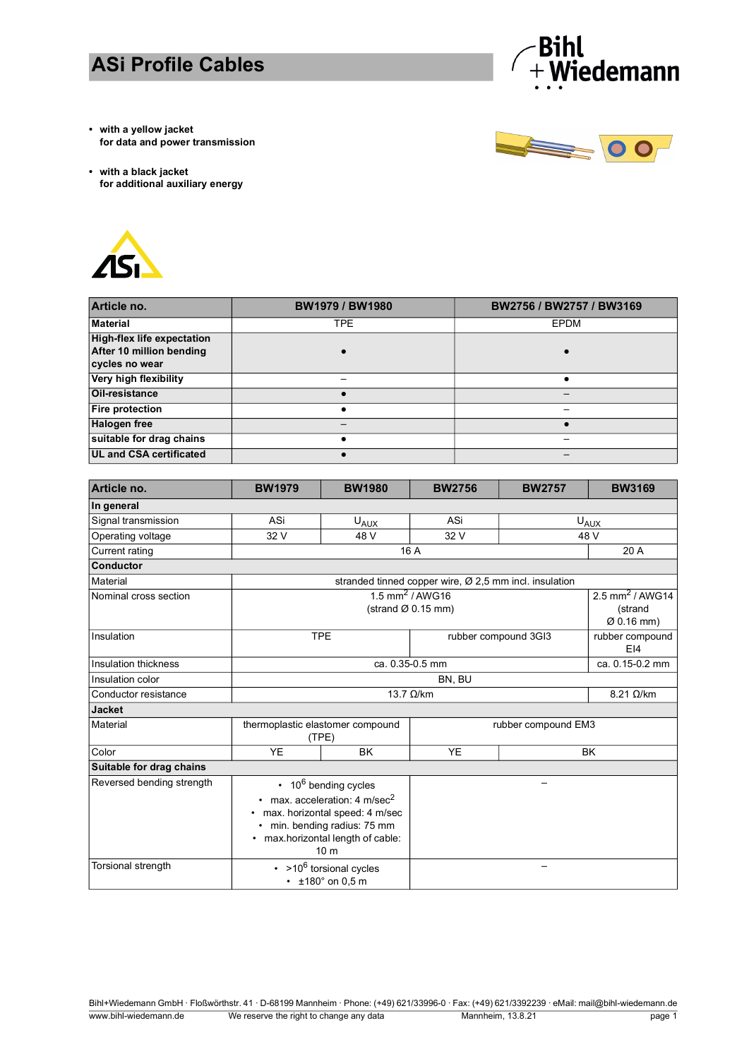# ASi Profile Cables

- **with a yellow jacket**
  **for data and power transmission**

- **with a black jacket**
  **for additional auxiliary energy**

| **Article no.** | **BW1979 / BW1980** | **BW2756 / BW2757 / BW3169** |
|---|---|---|
| **Material** | TPE | EPDM |
| **High-flex life expectation After 10 million bending cycles no wear** | • | • |
| **Very high flexibility** | – | • |
| **Oil-resistance** | • | – |
| **Fire protection** | • | – |
| **Halogen free** | – | • |
| **suitable for drag chains** | • | – |
| **UL and CSA certificated** | • | – |

| **Article no.** | **BW1979** | **BW1980** | **BW2756** | **BW2757** | **BW3169** |
|---|---|---|---|---|---|
| **In general** | | | | | |
| Signal transmission | ASi | $U_{AUX}$ | ASi | $U_{AUX}$ | |
| Operating voltage | 32 V | 48 V | 32 V | 48 V | |
| Current rating | 16 A | | | | 20 A |
| **Conductor** | | | | | |
| Material | stranded tinned copper wire, Ø 2,5 mm incl. insulation | | | | |
| Nominal cross section | 1.5 $mm^2$ / AWG16 (strand Ø 0.15 mm) | | | | 2.5 $mm^2$ / AWG14 (strand Ø 0.16 mm) |
| Insulation | TPE | | rubber compound 3GI3 | | rubber compound EI4 |
| Insulation thickness | ca. 0.35-0.5 mm | | | | ca. 0.15-0.2 mm |
| Insulation color | BN, BU | | | | |
| Conductor resistance | 13.7 Ω/km | | | | 8.21 Ω/km |
| **Jacket** | | | | | |
| Material | thermoplastic elastomer compound (TPE) | | rubber compound EM3 | | |
| Color | YE | BK | YE | BK | |
| **Suitable for drag chains** | | | | | |
| Reversed bending strength | • $10^6$ bending cycles<br>• max. acceleration: 4 m/sec$^2$<br>• max. horizontal speed: 4 m/sec<br>• min. bending radius: 75 mm<br>• max.horizontal length of cable: 10 m | | – | | |
| Torsional strength | • >$10^6$ torsional cycles<br>• ±180° on 0,5 m | | – | | |

Bihl+Wiedemann GmbH · Floßwörthstr. 41 · D-68199 Mannheim · Phone: (+49) 621/33996-0 · Fax: (+49) 621/3392239 · eMail: mail@bihl-wiedemann.de
www.bihl-wiedemann.de We reserve the right to change any data Mannheim, 13.8.21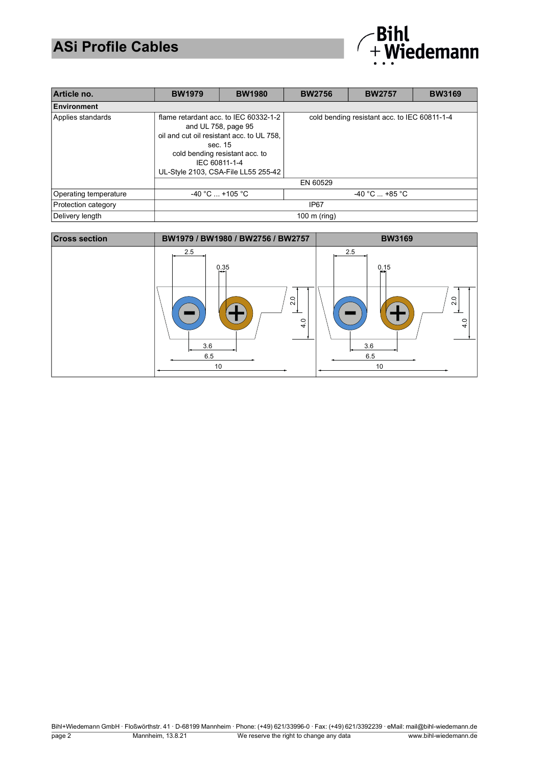# ASi Profile Cables

| Article no. | BW1979 | BW1980 | BW2756 | BW2757 | BW3169 |
|---|---|---|---|---|---|
| **Environment** | | | | | |
| Applies standards | flame retardant acc. to IEC 60332-1-2 and UL 758, page 95<br>oil and cut oil resistant acc. to UL 758, sec. 15<br>cold bending resistant acc. to IEC 60811-1-4<br>UL-Style 2103, CSA-File LL55 255-42 | | cold bending resistant acc. to IEC 60811-1-4 | | |
| | EN 60529 | | | | |
| Operating temperature | -40 °C ... +105 °C | | -40 °C ... +85 °C | | |
| Protection category | IP67 | | | | |
| Delivery length | 100 m (ring) | | | | |

| Cross section | BW1979 / BW1980 / BW2756 / BW2757 | BW3169 |
|---|---|---|
| | 2.5<br>0.35<br>2.0<br>4.0<br>3.6<br>6.5<br>10 | 2.5<br>0.15<br>2.0<br>4.0<br>3.6<br>6.5<br>10 |